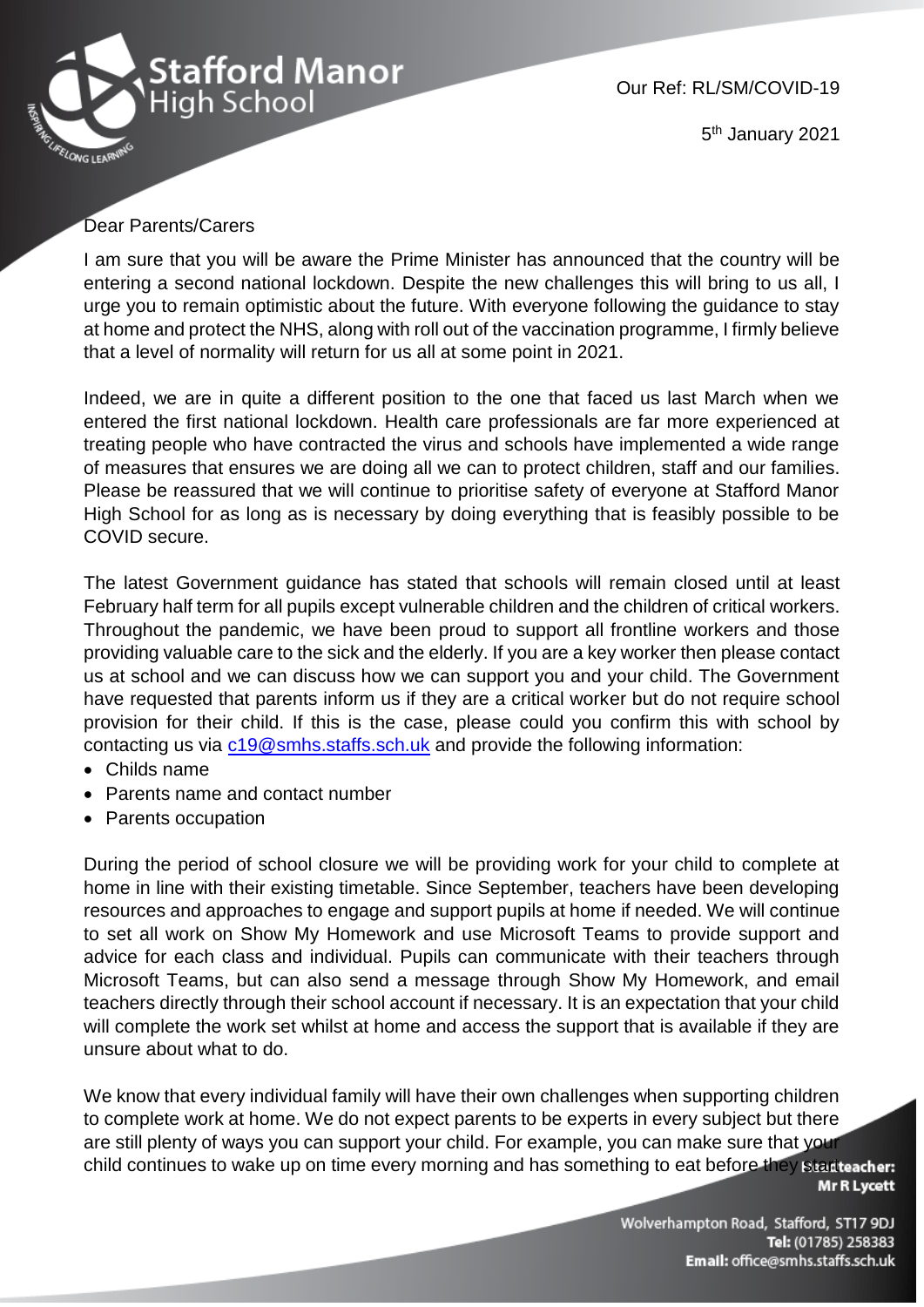Our Ref: RL/SM/COVID-19

5th January 2021

Dear Parents/Carers

I am sure that you will be aware the Prime Minister has announced that the country will be entering a second national lockdown. Despite the new challenges this will bring to us all, I urge you to remain optimistic about the future. With everyone following the guidance to stay at home and protect the NHS, along with roll out of the vaccination programme, I firmly believe that a level of normality will return for us all at some point in 2021.

Indeed, we are in quite a different position to the one that faced us last March when we entered the first national lockdown. Health care professionals are far more experienced at treating people who have contracted the virus and schools have implemented a wide range of measures that ensures we are doing all we can to protect children, staff and our families. Please be reassured that we will continue to prioritise safety of everyone at Stafford Manor High School for as long as is necessary by doing everything that is feasibly possible to be COVID secure.

The latest Government guidance has stated that schools will remain closed until at least February half term for all pupils except vulnerable children and the children of critical workers. Throughout the pandemic, we have been proud to support all frontline workers and those providing valuable care to the sick and the elderly. If you are a key worker then please contact us at school and we can discuss how we can support you and your child. The Government have requested that parents inform us if they are a critical worker but do not require school provision for their child. If this is the case, please could you confirm this with school by contacting us via c19@smhs.staffs.sch.uk and provide the following information:

- Childs name
- Parents name and contact number
- Parents occupation

During the period of school closure we will be providing work for your child to complete at home in line with their existing timetable. Since September, teachers have been developing resources and approaches to engage and support pupils at home if needed. We will continue to set all work on Show My Homework and use Microsoft Teams to provide support and advice for each class and individual. Pupils can communicate with their teachers through Microsoft Teams, but can also send a message through Show My Homework, and email teachers directly through their school account if necessary. It is an expectation that your child will complete the work set whilst at home and access the support that is available if they are unsure about what to do.

We know that every individual family will have their own challenges when supporting children to complete work at home. We do not expect parents to be experts in every subject but there are still plenty of ways you can support your child. For example, you can make sure that your child continues to wake up on time every morning and has something to eat before they start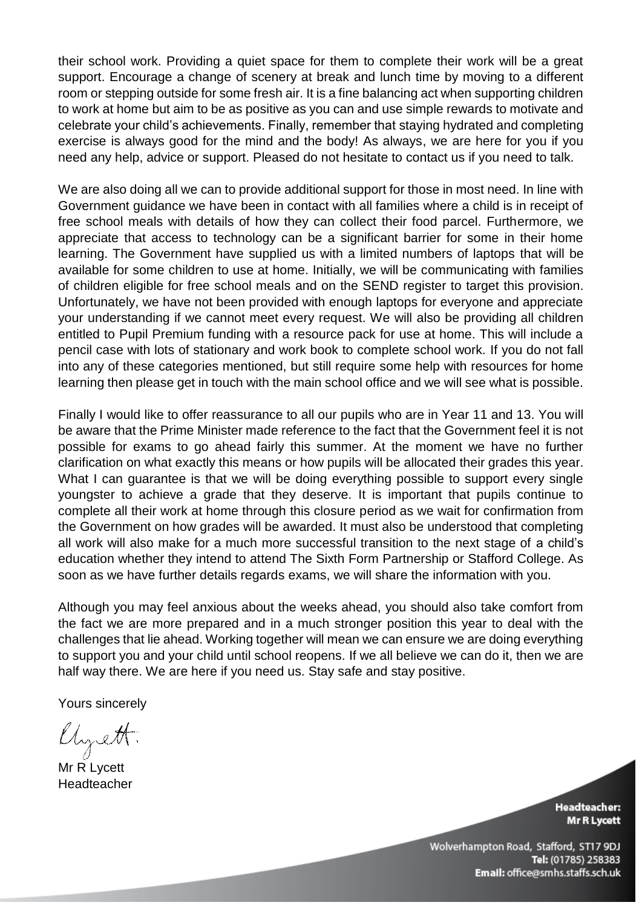their school work. Providing a quiet space for them to complete their work will be a great support. Encourage a change of scenery at break and lunch time by moving to a different room or stepping outside for some fresh air. It is a fine balancing act when supporting children to work at home but aim to be as positive as you can and use simple rewards to motivate and celebrate your child's achievements. Finally, remember that staying hydrated and completing exercise is always good for the mind and the body! As always, we are here for you if you need any help, advice or support. Pleased do not hesitate to contact us if you need to talk.

We are also doing all we can to provide additional support for those in most need. In line with Government guidance we have been in contact with all families where a child is in receipt of free school meals with details of how they can collect their food parcel. Furthermore, we appreciate that access to technology can be a significant barrier for some in their home learning. The Government have supplied us with a limited numbers of laptops that will be available for some children to use at home. Initially, we will be communicating with families of children eligible for free school meals and on the SEND register to target this provision. Unfortunately, we have not been provided with enough laptops for everyone and appreciate your understanding if we cannot meet every request. We will also be providing all children entitled to Pupil Premium funding with a resource pack for use at home. This will include a pencil case with lots of stationary and work book to complete school work. If you do not fall into any of these categories mentioned, but still require some help with resources for home learning then please get in touch with the main school office and we will see what is possible.

Finally I would like to offer reassurance to all our pupils who are in Year 11 and 13. You will be aware that the Prime Minister made reference to the fact that the Government feel it is not possible for exams to go ahead fairly this summer. At the moment we have no further clarification on what exactly this means or how pupils will be allocated their grades this year. What I can guarantee is that we will be doing everything possible to support every single youngster to achieve a grade that they deserve. It is important that pupils continue to complete all their work at home through this closure period as we wait for confirmation from the Government on how grades will be awarded. It must also be understood that completing all work will also make for a much more successful transition to the next stage of a child's education whether they intend to attend The Sixth Form Partnership or Stafford College. As soon as we have further details regards exams, we will share the information with you.

Although you may feel anxious about the weeks ahead, you should also take comfort from the fact we are more prepared and in a much stronger position this year to deal with the challenges that lie ahead. Working together will mean we can ensure we are doing everything to support you and your child until school reopens. If we all believe we can do it, then we are half way there. We are here if you need us. Stay safe and stay positive.

Yours sincerely

Mr R Lycett
Headteacher

**Headteacher:**
**Mr R Lycett**

Wolverhampton Road, Stafford, ST17 9DJ
**Tel:** (01785) 258383
**Email:** office@smhs.staffs.sch.uk